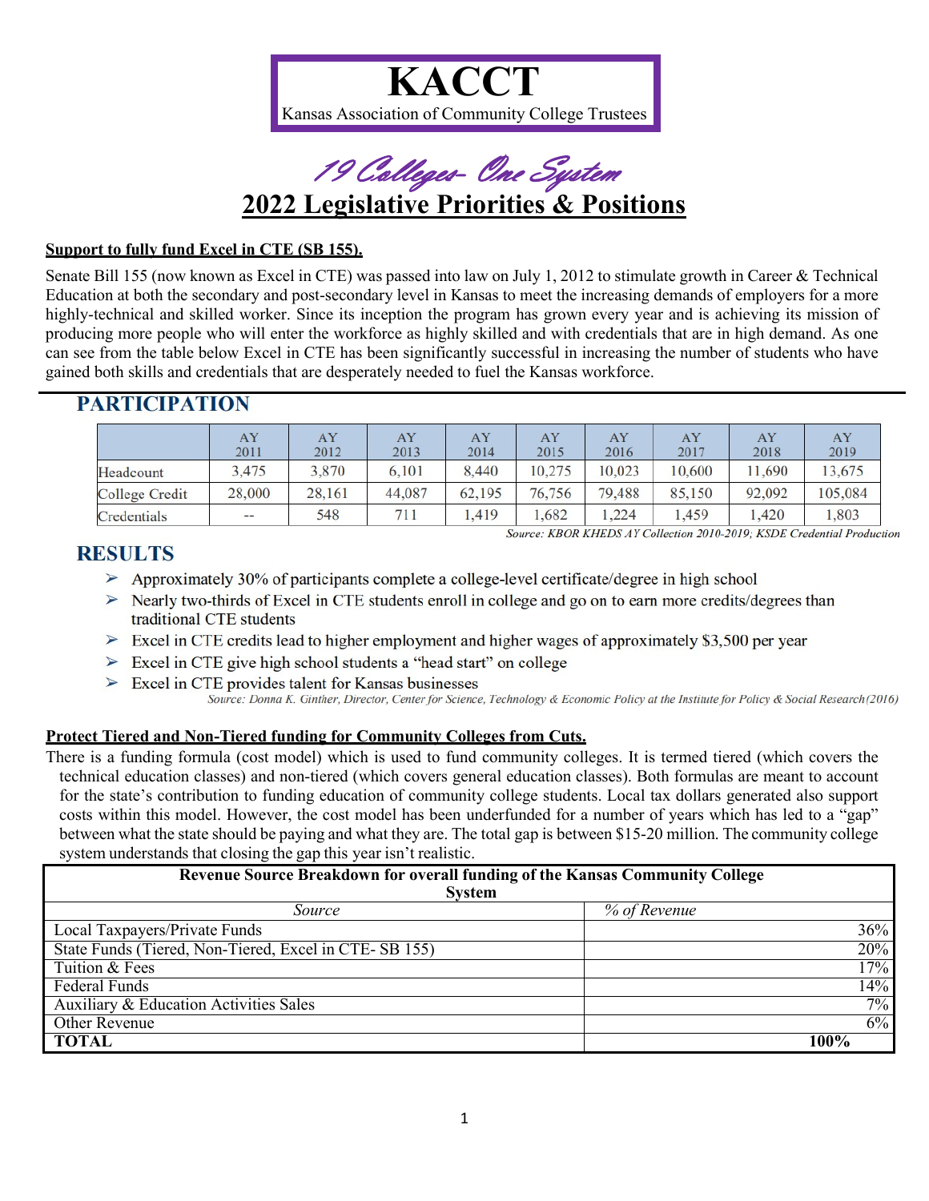# KACCT

Kansas Association of Community College Trustees

*19 Colleges- One System*

## 2022 Legislative Priorities & Positions

**Support to fully fund Excel in CTE (SB 155).**

Senate Bill 155 (now known as Excel in CTE) was passed into law on July 1, 2012 to stimulate growth in Career & Technical Education at both the secondary and post-secondary level in Kansas to meet the increasing demands of employers for a more highly-technical and skilled worker. Since its inception the program has grown every year and is achieving its mission of producing more people who will enter the workforce as highly skilled and with credentials that are in high demand. As one can see from the table below Excel in CTE has been significantly successful in increasing the number of students who have gained both skills and credentials that are desperately needed to fuel the Kansas workforce.

### PARTICIPATION

| | AY 2011 | AY 2012 | AY 2013 | AY 2014 | AY 2015 | AY 2016 | AY 2017 | AY 2018 | AY 2019 |
|---|---|---|---|---|---|---|---|---|---|
| Headcount | 3,475 | 3,870 | 6,101 | 8,440 | 10,275 | 10,023 | 10,600 | 11,690 | 13,675 |
| College Credit | 28,000 | 28,161 | 44,087 | 62,195 | 76,756 | 79,488 | 85,150 | 92,092 | 105,084 |
| Credentials | -- | 548 | 711 | 1,419 | 1,682 | 1,224 | 1,459 | 1,420 | 1,803 |

*Source: KBOR KHEDS AY Collection 2010-2019; KSDE Credential Production*

### RESULTS

- Approximately 30% of participants complete a college-level certificate/degree in high school
- Nearly two-thirds of Excel in CTE students enroll in college and go on to earn more credits/degrees than traditional CTE students
- Excel in CTE credits lead to higher employment and higher wages of approximately $3,500 per year
- Excel in CTE give high school students a "head start" on college
- Excel in CTE provides talent for Kansas businesses

*Source: Donna K. Ginther, Director, Center for Science, Technology & Economic Policy at the Institute for Policy & Social Research (2016)*

**Protect Tiered and Non-Tiered funding for Community Colleges from Cuts.**

There is a funding formula (cost model) which is used to fund community colleges. It is termed tiered (which covers the technical education classes) and non-tiered (which covers general education classes). Both formulas are meant to account for the state's contribution to funding education of community college students. Local tax dollars generated also support costs within this model. However, the cost model has been underfunded for a number of years which has led to a "gap" between what the state should be paying and what they are. The total gap is between $15-20 million. The community college system understands that closing the gap this year isn't realistic.

| **Revenue Source Breakdown for overall funding of the Kansas Community College System** | |
|---|---|
| *Source* | *% of Revenue* |
| Local Taxpayers/Private Funds | 36% |
| State Funds (Tiered, Non-Tiered, Excel in CTE- SB 155) | 20% |
| Tuition & Fees | 17% |
| Federal Funds | 14% |
| Auxiliary & Education Activities Sales | 7% |
| Other Revenue | 6% |
| **TOTAL** | **100%** |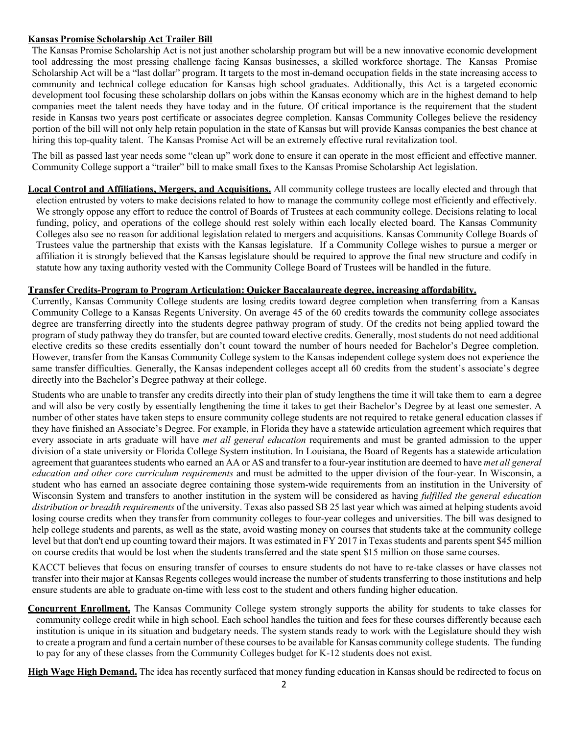**Kansas Promise Scholarship Act Trailer Bill**

The Kansas Promise Scholarship Act is not just another scholarship program but will be a new innovative economic development tool addressing the most pressing challenge facing Kansas businesses, a skilled workforce shortage. The Kansas Promise Scholarship Act will be a "last dollar" program. It targets to the most in-demand occupation fields in the state increasing access to community and technical college education for Kansas high school graduates. Additionally, this Act is a targeted economic development tool focusing these scholarship dollars on jobs within the Kansas economy which are in the highest demand to help companies meet the talent needs they have today and in the future. Of critical importance is the requirement that the student reside in Kansas two years post certificate or associates degree completion. Kansas Community Colleges believe the residency portion of the bill will not only help retain population in the state of Kansas but will provide Kansas companies the best chance at hiring this top-quality talent. The Kansas Promise Act will be an extremely effective rural revitalization tool.

The bill as passed last year needs some "clean up" work done to ensure it can operate in the most efficient and effective manner. Community College support a "trailer" bill to make small fixes to the Kansas Promise Scholarship Act legislation.

**Local Control and Affiliations, Mergers, and Acquisitions.** All community college trustees are locally elected and through that election entrusted by voters to make decisions related to how to manage the community college most efficiently and effectively. We strongly oppose any effort to reduce the control of Boards of Trustees at each community college. Decisions relating to local funding, policy, and operations of the college should rest solely within each locally elected board. The Kansas Community Colleges also see no reason for additional legislation related to mergers and acquisitions. Kansas Community College Boards of Trustees value the partnership that exists with the Kansas legislature. If a Community College wishes to pursue a merger or affiliation it is strongly believed that the Kansas legislature should be required to approve the final new structure and codify in statute how any taxing authority vested with the Community College Board of Trustees will be handled in the future.

**Transfer Credits-Program to Program Articulation: Quicker Baccalaureate degree, increasing affordability.**

Currently, Kansas Community College students are losing credits toward degree completion when transferring from a Kansas Community College to a Kansas Regents University. On average 45 of the 60 credits towards the community college associates degree are transferring directly into the students degree pathway program of study. Of the credits not being applied toward the program of study pathway they do transfer, but are counted toward elective credits. Generally, most students do not need additional elective credits so these credits essentially don't count toward the number of hours needed for Bachelor's Degree completion. However, transfer from the Kansas Community College system to the Kansas independent college system does not experience the same transfer difficulties. Generally, the Kansas independent colleges accept all 60 credits from the student's associate's degree directly into the Bachelor's Degree pathway at their college.

Students who are unable to transfer any credits directly into their plan of study lengthens the time it will take them to earn a degree and will also be very costly by essentially lengthening the time it takes to get their Bachelor's Degree by at least one semester. A number of other states have taken steps to ensure community college students are not required to retake general education classes if they have finished an Associate's Degree. For example, in Florida they have a statewide articulation agreement which requires that every associate in arts graduate will have *met all general education* requirements and must be granted admission to the upper division of a state university or Florida College System institution. In Louisiana, the Board of Regents has a statewide articulation agreement that guarantees students who earned an AA or AS and transfer to a four-year institution are deemed to have *met all general education and other core curriculum requirements* and must be admitted to the upper division of the four-year. In Wisconsin, a student who has earned an associate degree containing those system-wide requirements from an institution in the University of Wisconsin System and transfers to another institution in the system will be considered as having *fulfilled the general education distribution or breadth requirements* of the university. Texas also passed SB 25 last year which was aimed at helping students avoid losing course credits when they transfer from community colleges to four-year colleges and universities. The bill was designed to help college students and parents, as well as the state, avoid wasting money on courses that students take at the community college level but that don't end up counting toward their majors. It was estimated in FY 2017 in Texas students and parents spent $45 million on course credits that would be lost when the students transferred and the state spent $15 million on those same courses.

KACCT believes that focus on ensuring transfer of courses to ensure students do not have to re-take classes or have classes not transfer into their major at Kansas Regents colleges would increase the number of students transferring to those institutions and help ensure students are able to graduate on-time with less cost to the student and others funding higher education.

**Concurrent Enrollment.** The Kansas Community College system strongly supports the ability for students to take classes for community college credit while in high school. Each school handles the tuition and fees for these courses differently because each institution is unique in its situation and budgetary needs. The system stands ready to work with the Legislature should they wish to create a program and fund a certain number of these courses to be available for Kansas community college students. The funding to pay for any of these classes from the Community Colleges budget for K-12 students does not exist.

**High Wage High Demand.** The idea has recently surfaced that money funding education in Kansas should be redirected to focus on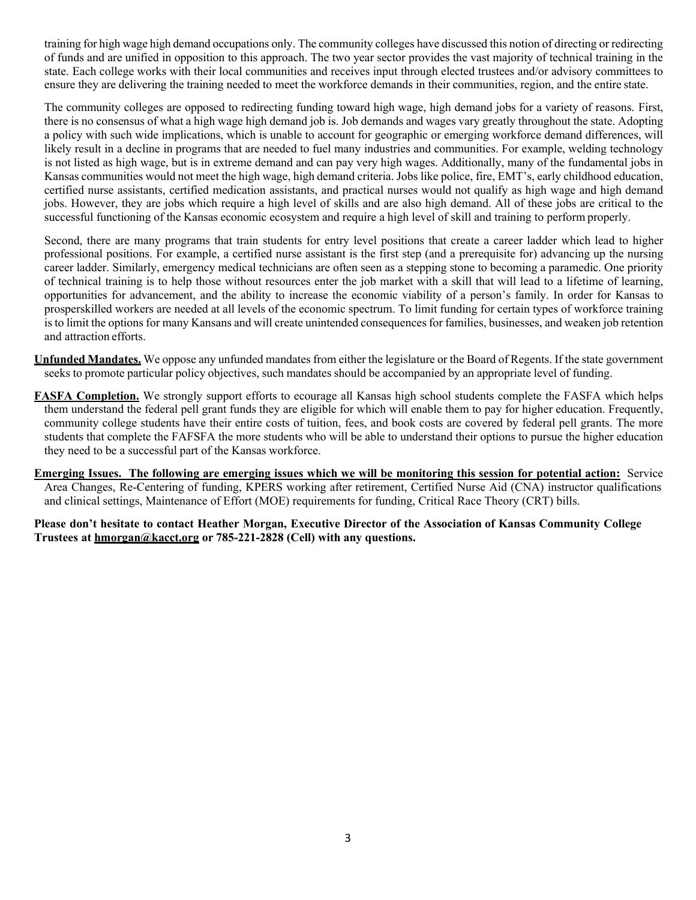training for high wage high demand occupations only. The community colleges have discussed this notion of directing or redirecting of funds and are unified in opposition to this approach. The two year sector provides the vast majority of technical training in the state. Each college works with their local communities and receives input through elected trustees and/or advisory committees to ensure they are delivering the training needed to meet the workforce demands in their communities, region, and the entire state.

The community colleges are opposed to redirecting funding toward high wage, high demand jobs for a variety of reasons. First, there is no consensus of what a high wage high demand job is. Job demands and wages vary greatly throughout the state. Adopting a policy with such wide implications, which is unable to account for geographic or emerging workforce demand differences, will likely result in a decline in programs that are needed to fuel many industries and communities. For example, welding technology is not listed as high wage, but is in extreme demand and can pay very high wages. Additionally, many of the fundamental jobs in Kansas communities would not meet the high wage, high demand criteria. Jobs like police, fire, EMT's, early childhood education, certified nurse assistants, certified medication assistants, and practical nurses would not qualify as high wage and high demand jobs. However, they are jobs which require a high level of skills and are also high demand. All of these jobs are critical to the successful functioning of the Kansas economic ecosystem and require a high level of skill and training to perform properly.

Second, there are many programs that train students for entry level positions that create a career ladder which lead to higher professional positions. For example, a certified nurse assistant is the first step (and a prerequisite for) advancing up the nursing career ladder. Similarly, emergency medical technicians are often seen as a stepping stone to becoming a paramedic. One priority of technical training is to help those without resources enter the job market with a skill that will lead to a lifetime of learning, opportunities for advancement, and the ability to increase the economic viability of a person's family. In order for Kansas to prosperskilled workers are needed at all levels of the economic spectrum. To limit funding for certain types of workforce training is to limit the options for many Kansans and will create unintended consequences for families, businesses, and weaken job retention and attraction efforts.

**Unfunded Mandates.** We oppose any unfunded mandates from either the legislature or the Board of Regents. If the state government seeks to promote particular policy objectives, such mandates should be accompanied by an appropriate level of funding.

**FASFA Completion.** We strongly support efforts to ecourage all Kansas high school students complete the FASFA which helps them understand the federal pell grant funds they are eligible for which will enable them to pay for higher education. Frequently, community college students have their entire costs of tuition, fees, and book costs are covered by federal pell grants. The more students that complete the FAFSFA the more students who will be able to understand their options to pursue the higher education they need to be a successful part of the Kansas workforce.

**Emerging Issues. The following are emerging issues which we will be monitoring this session for potential action:** Service Area Changes, Re-Centering of funding, KPERS working after retirement, Certified Nurse Aid (CNA) instructor qualifications and clinical settings, Maintenance of Effort (MOE) requirements for funding, Critical Race Theory (CRT) bills.

**Please don't hesitate to contact Heather Morgan, Executive Director of the Association of Kansas Community College Trustees at hmorgan@kacct.org or 785-221-2828 (Cell) with any questions.**